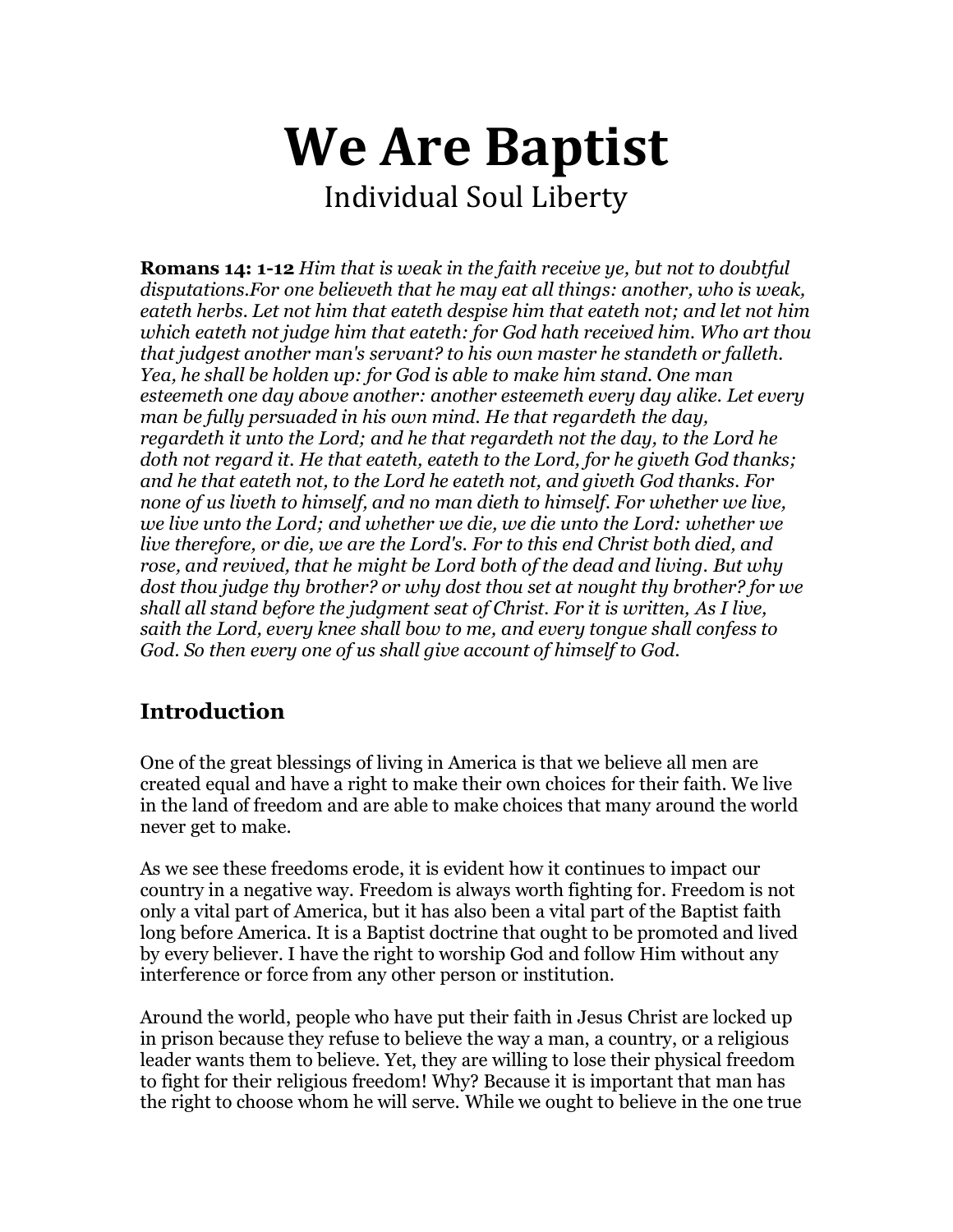# We Are Baptist

Individual Soul Liberty

**Romans 14: 1-12** *Him that is weak in the faith receive ye, but not to doubtful disputations.For one believeth that he may eat all things: another, who is weak, eateth herbs. Let not him that eateth despise him that eateth not; and let not him which eateth not judge him that eateth: for God hath received him. Who art thou that judgest another man's servant? to his own master he standeth or falleth. Yea, he shall be holden up: for God is able to make him stand. One man esteemeth one day above another: another esteemeth every day alike. Let every man be fully persuaded in his own mind. He that regardeth the day, regardeth it unto the Lord; and he that regardeth not the day, to the Lord he doth not regard it. He that eateth, eateth to the Lord, for he giveth God thanks; and he that eateth not, to the Lord he eateth not, and giveth God thanks. For none of us liveth to himself, and no man dieth to himself. For whether we live, we live unto the Lord; and whether we die, we die unto the Lord: whether we live therefore, or die, we are the Lord's. For to this end Christ both died, and rose, and revived, that he might be Lord both of the dead and living. But why dost thou judge thy brother? or why dost thou set at nought thy brother? for we shall all stand before the judgment seat of Christ. For it is written, As I live, saith the Lord, every knee shall bow to me, and every tongue shall confess to God. So then every one of us shall give account of himself to God.*

## Introduction

One of the great blessings of living in America is that we believe all men are created equal and have a right to make their own choices for their faith. We live in the land of freedom and are able to make choices that many around the world never get to make.

As we see these freedoms erode, it is evident how it continues to impact our country in a negative way. Freedom is always worth fighting for. Freedom is not only a vital part of America, but it has also been a vital part of the Baptist faith long before America. It is a Baptist doctrine that ought to be promoted and lived by every believer. I have the right to worship God and follow Him without any interference or force from any other person or institution.

Around the world, people who have put their faith in Jesus Christ are locked up in prison because they refuse to believe the way a man, a country, or a religious leader wants them to believe. Yet, they are willing to lose their physical freedom to fight for their religious freedom! Why? Because it is important that man has the right to choose whom he will serve. While we ought to believe in the one true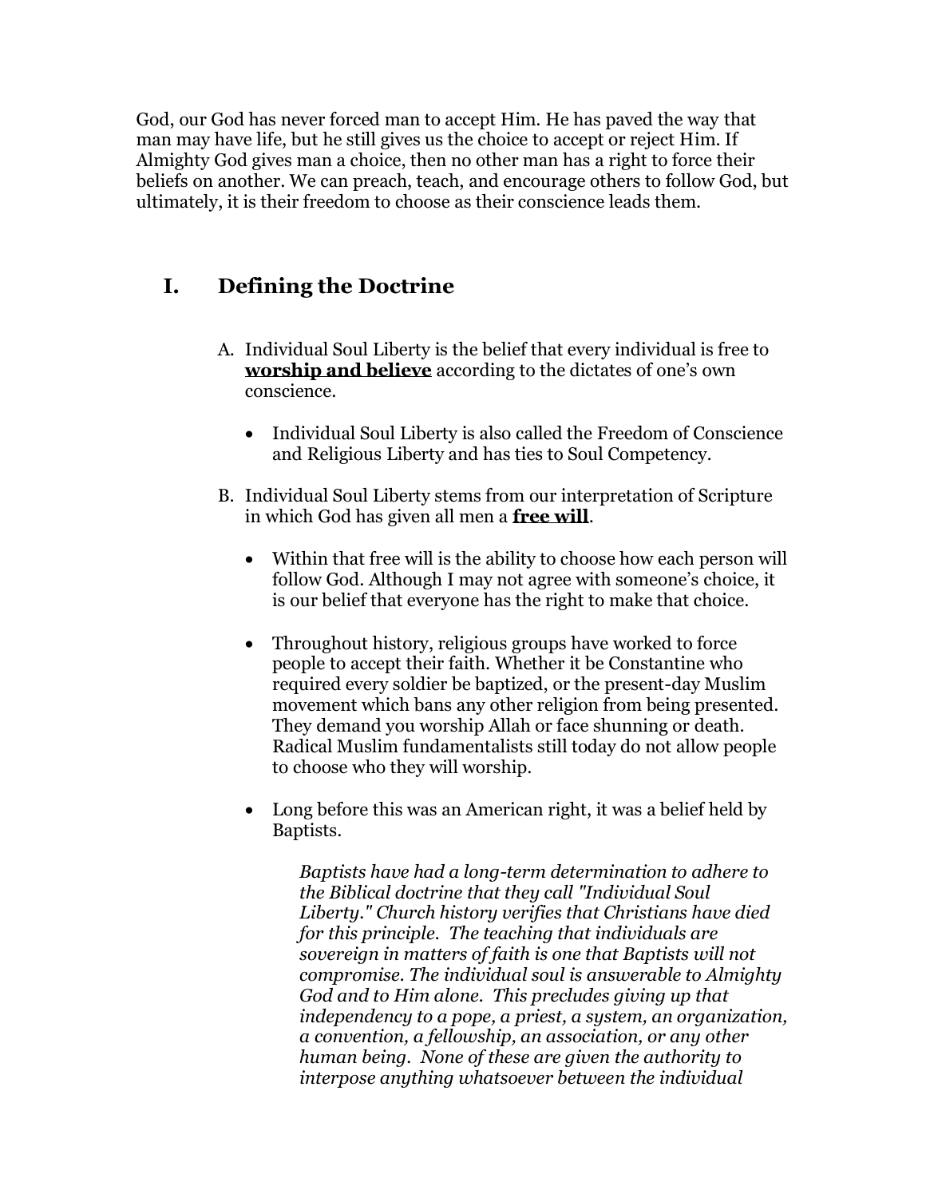God, our God has never forced man to accept Him. He has paved the way that man may have life, but he still gives us the choice to accept or reject Him. If Almighty God gives man a choice, then no other man has a right to force their beliefs on another. We can preach, teach, and encourage others to follow God, but ultimately, it is their freedom to choose as their conscience leads them.

## I. Defining the Doctrine

A. Individual Soul Liberty is the belief that every individual is free to **worship and believe** according to the dictates of one's own conscience.

- Individual Soul Liberty is also called the Freedom of Conscience and Religious Liberty and has ties to Soul Competency.

B. Individual Soul Liberty stems from our interpretation of Scripture in which God has given all men a **free will**.

- Within that free will is the ability to choose how each person will follow God. Although I may not agree with someone's choice, it is our belief that everyone has the right to make that choice.

- Throughout history, religious groups have worked to force people to accept their faith. Whether it be Constantine who required every soldier be baptized, or the present-day Muslim movement which bans any other religion from being presented. They demand you worship Allah or face shunning or death. Radical Muslim fundamentalists still today do not allow people to choose who they will worship.

- Long before this was an American right, it was a belief held by Baptists.

> *Baptists have had a long-term determination to adhere to the Biblical doctrine that they call "Individual Soul Liberty." Church history verifies that Christians have died for this principle. The teaching that individuals are sovereign in matters of faith is one that Baptists will not compromise. The individual soul is answerable to Almighty God and to Him alone. This precludes giving up that independency to a pope, a priest, a system, an organization, a convention, a fellowship, an association, or any other human being. None of these are given the authority to interpose anything whatsoever between the individual*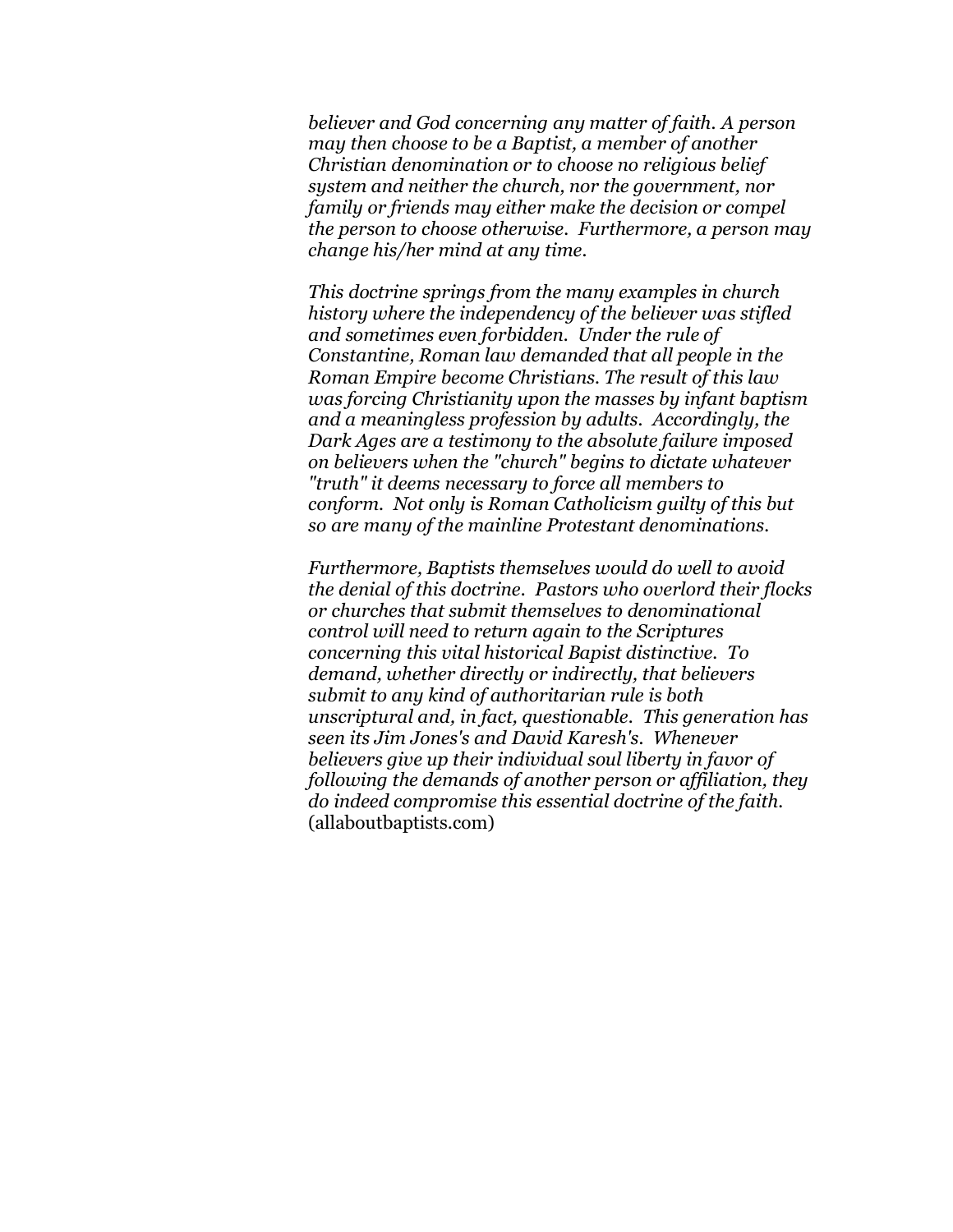*believer and God concerning any matter of faith. A person may then choose to be a Baptist, a member of another Christian denomination or to choose no religious belief system and neither the church, nor the government, nor family or friends may either make the decision or compel the person to choose otherwise. Furthermore, a person may change his/her mind at any time.*

*This doctrine springs from the many examples in church history where the independency of the believer was stifled and sometimes even forbidden. Under the rule of Constantine, Roman law demanded that all people in the Roman Empire become Christians. The result of this law was forcing Christianity upon the masses by infant baptism and a meaningless profession by adults. Accordingly, the Dark Ages are a testimony to the absolute failure imposed on believers when the "church" begins to dictate whatever "truth" it deems necessary to force all members to conform. Not only is Roman Catholicism guilty of this but so are many of the mainline Protestant denominations.*

*Furthermore, Baptists themselves would do well to avoid the denial of this doctrine. Pastors who overlord their flocks or churches that submit themselves to denominational control will need to return again to the Scriptures concerning this vital historical Bapist distinctive. To demand, whether directly or indirectly, that believers submit to any kind of authoritarian rule is both unscriptural and, in fact, questionable. This generation has seen its Jim Jones's and David Karesh's. Whenever believers give up their individual soul liberty in favor of following the demands of another person or affiliation, they do indeed compromise this essential doctrine of the faith.* (allaboutbaptists.com)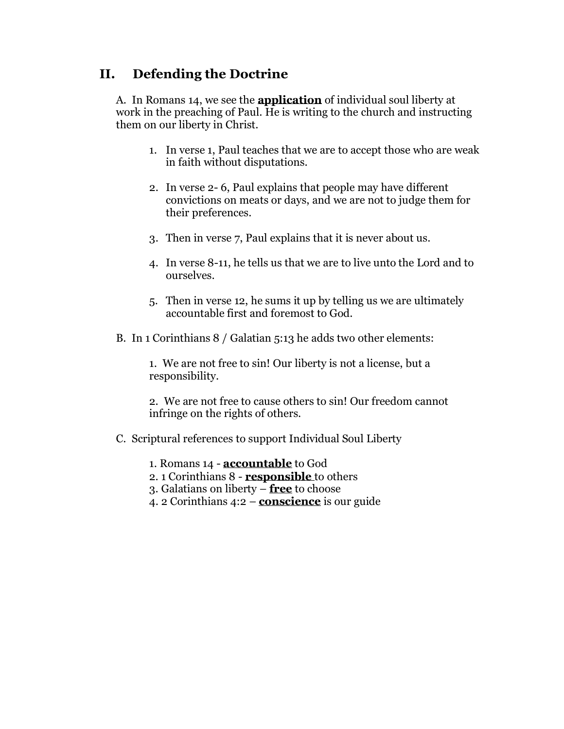## II. Defending the Doctrine

A. In Romans 14, we see the **application** of individual soul liberty at work in the preaching of Paul. He is writing to the church and instructing them on our liberty in Christ.

1. In verse 1, Paul teaches that we are to accept those who are weak in faith without disputations.
2. In verse 2- 6, Paul explains that people may have different convictions on meats or days, and we are not to judge them for their preferences.
3. Then in verse 7, Paul explains that it is never about us.
4. In verse 8-11, he tells us that we are to live unto the Lord and to ourselves.
5. Then in verse 12, he sums it up by telling us we are ultimately accountable first and foremost to God.

B. In 1 Corinthians 8 / Galatian 5:13 he adds two other elements:

1. We are not free to sin! Our liberty is not a license, but a responsibility.

2. We are not free to cause others to sin! Our freedom cannot infringe on the rights of others.

C. Scriptural references to support Individual Soul Liberty

1. Romans 14 - **accountable** to God
2. 1 Corinthians 8 - **responsible** to others
3. Galatians on liberty – **free** to choose
4. 2 Corinthians 4:2 – **conscience** is our guide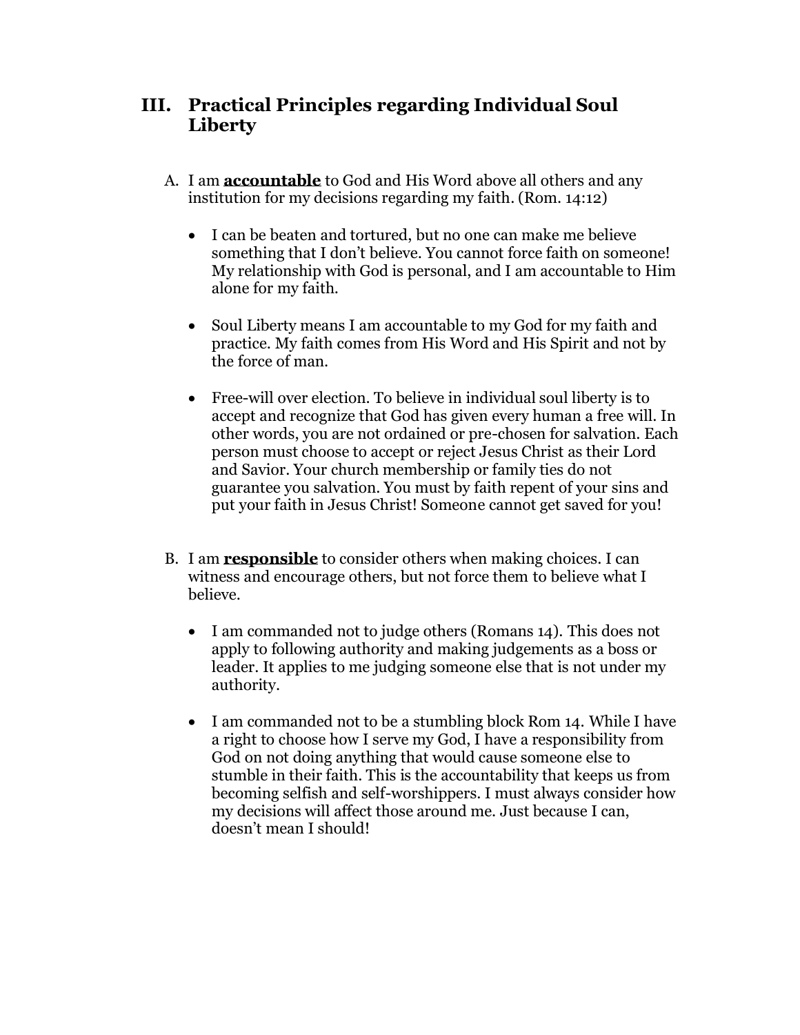## III. Practical Principles regarding Individual Soul Liberty

A. I am **<u>accountable</u>** to God and His Word above all others and any institution for my decisions regarding my faith. (Rom. 14:12)

- I can be beaten and tortured, but no one can make me believe something that I don't believe. You cannot force faith on someone! My relationship with God is personal, and I am accountable to Him alone for my faith.

- Soul Liberty means I am accountable to my God for my faith and practice. My faith comes from His Word and His Spirit and not by the force of man.

- Free-will over election. To believe in individual soul liberty is to accept and recognize that God has given every human a free will. In other words, you are not ordained or pre-chosen for salvation. Each person must choose to accept or reject Jesus Christ as their Lord and Savior. Your church membership or family ties do not guarantee you salvation. You must by faith repent of your sins and put your faith in Jesus Christ! Someone cannot get saved for you!

B. I am **<u>responsible</u>** to consider others when making choices. I can witness and encourage others, but not force them to believe what I believe.

- I am commanded not to judge others (Romans 14). This does not apply to following authority and making judgements as a boss or leader. It applies to me judging someone else that is not under my authority.

- I am commanded not to be a stumbling block Rom 14. While I have a right to choose how I serve my God, I have a responsibility from God on not doing anything that would cause someone else to stumble in their faith. This is the accountability that keeps us from becoming selfish and self-worshippers. I must always consider how my decisions will affect those around me. Just because I can, doesn't mean I should!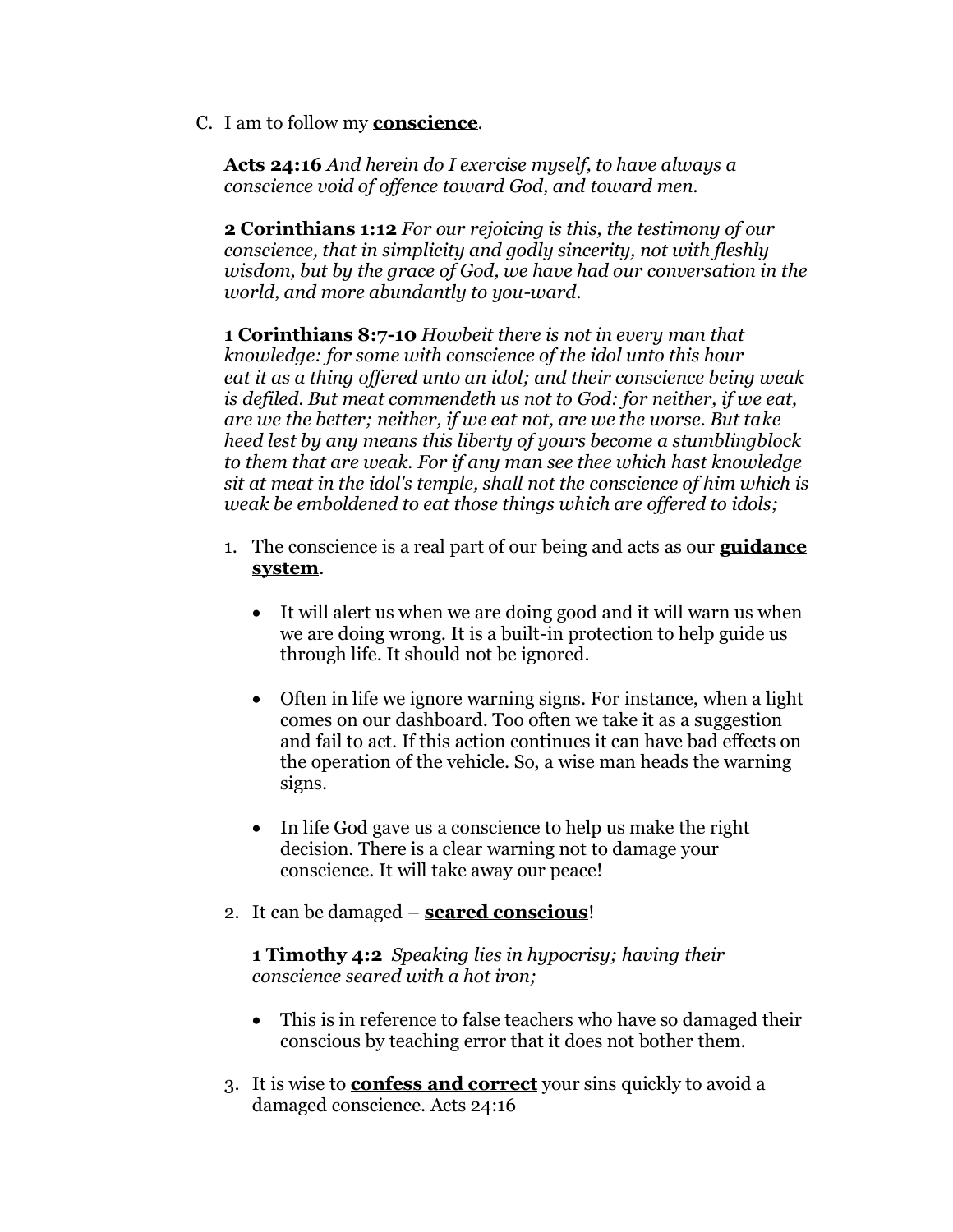C. I am to follow my **<u>conscience</u>**.

**Acts 24:16** *And herein do I exercise myself, to have always a conscience void of offence toward God, and toward men.*

**2 Corinthians 1:12** *For our rejoicing is this, the testimony of our conscience, that in simplicity and godly sincerity, not with fleshly wisdom, but by the grace of God, we have had our conversation in the world, and more abundantly to you-ward.*

**1 Corinthians 8:7-10** *Howbeit there is not in every man that knowledge: for some with conscience of the idol unto this hour eat it as a thing offered unto an idol; and their conscience being weak is defiled. But meat commendeth us not to God: for neither, if we eat, are we the better; neither, if we eat not, are we the worse. But take heed lest by any means this liberty of yours become a stumblingblock to them that are weak. For if any man see thee which hast knowledge sit at meat in the idol's temple, shall not the conscience of him which is weak be emboldened to eat those things which are offered to idols;*

1. The conscience is a real part of our being and acts as our **<u>guidance system</u>**.

   - It will alert us when we are doing good and it will warn us when we are doing wrong. It is a built-in protection to help guide us through life. It should not be ignored.

   - Often in life we ignore warning signs. For instance, when a light comes on our dashboard. Too often we take it as a suggestion and fail to act. If this action continues it can have bad effects on the operation of the vehicle. So, a wise man heads the warning signs.

   - In life God gave us a conscience to help us make the right decision. There is a clear warning not to damage your conscience. It will take away our peace!

2. It can be damaged – **<u>seared conscious</u>**!

   **1 Timothy 4:2** *Speaking lies in hypocrisy; having their conscience seared with a hot iron;*

   - This is in reference to false teachers who have so damaged their conscious by teaching error that it does not bother them.

3. It is wise to **<u>confess and correct</u>** your sins quickly to avoid a damaged conscience. Acts 24:16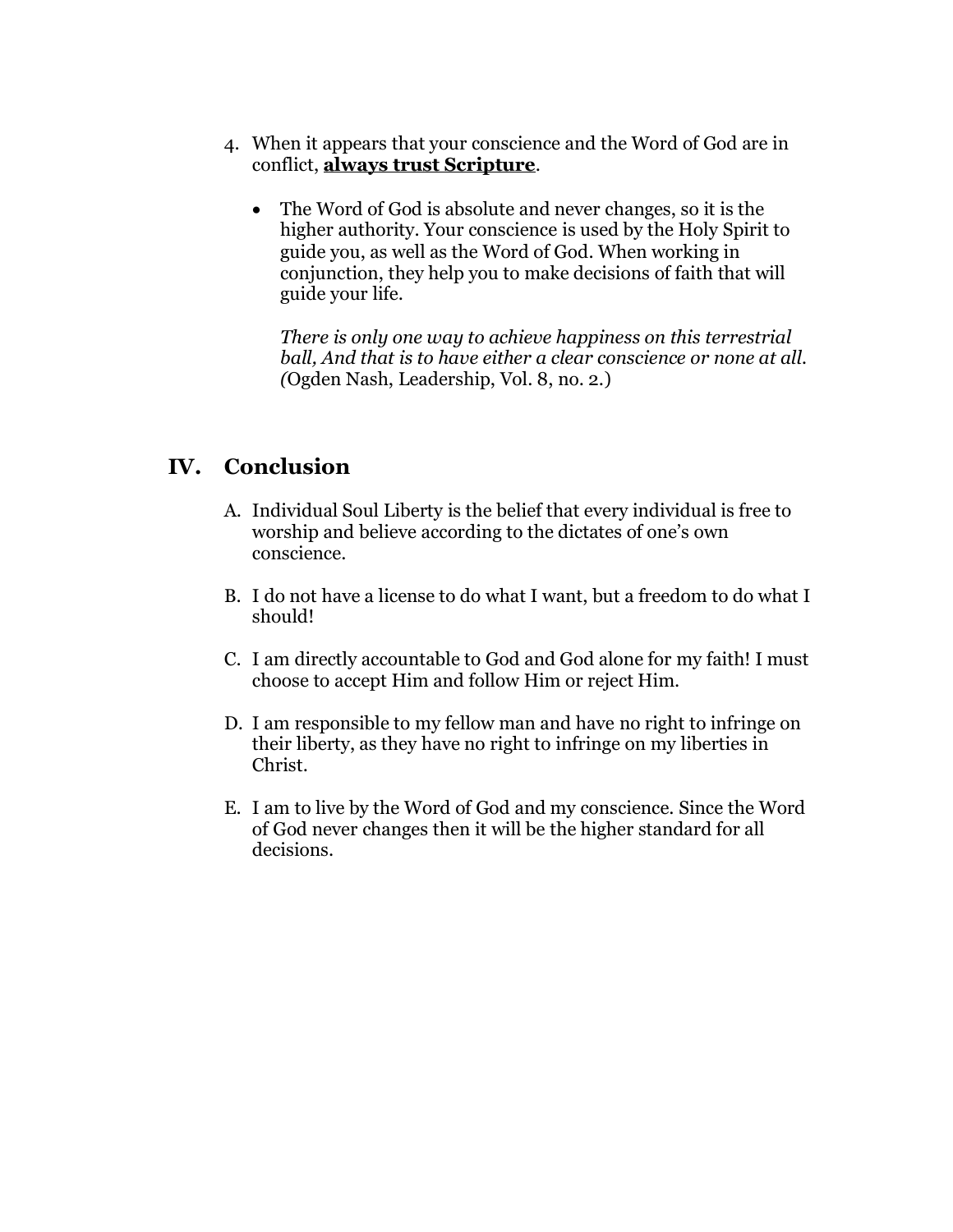4. When it appears that your conscience and the Word of God are in conflict, **always trust Scripture**.

   - The Word of God is absolute and never changes, so it is the higher authority. Your conscience is used by the Holy Spirit to guide you, as well as the Word of God. When working in conjunction, they help you to make decisions of faith that will guide your life.

     *There is only one way to achieve happiness on this terrestrial ball, And that is to have either a clear conscience or none at all. (*Ogden Nash, Leadership, Vol. 8, no. 2.)

## IV. Conclusion

A. Individual Soul Liberty is the belief that every individual is free to worship and believe according to the dictates of one's own conscience.

B. I do not have a license to do what I want, but a freedom to do what I should!

C. I am directly accountable to God and God alone for my faith! I must choose to accept Him and follow Him or reject Him.

D. I am responsible to my fellow man and have no right to infringe on their liberty, as they have no right to infringe on my liberties in Christ.

E. I am to live by the Word of God and my conscience. Since the Word of God never changes then it will be the higher standard for all decisions.